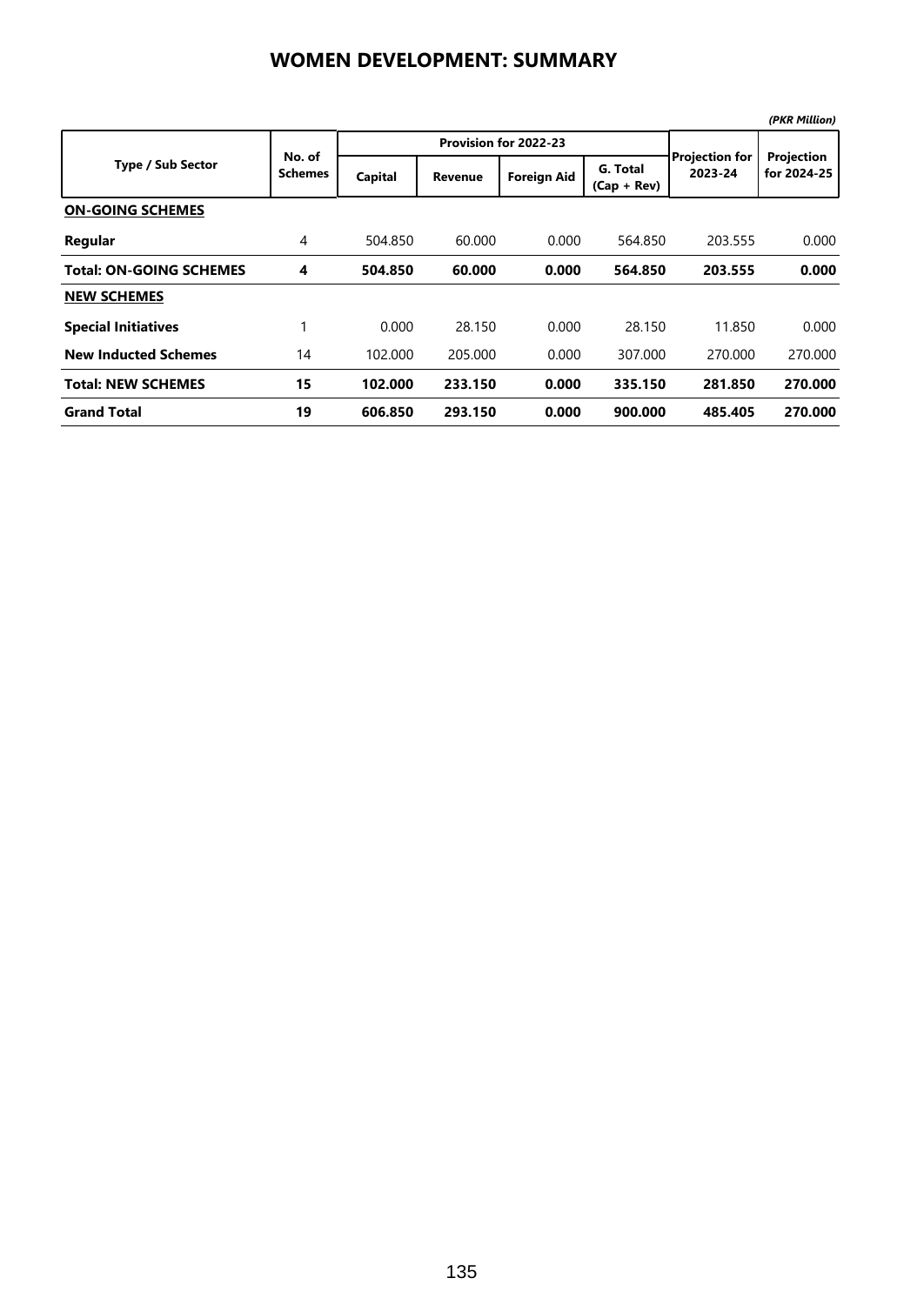# WOMEN DEVELOPMENT: SUMMARY

*(PKR Million)*

| Type / Sub Sector | No. of Schemes | Provision for 2022-23 | | | | Projection for 2023-24 | Projection for 2024-25 |
|---|---|---|---|---|---|---|---|
| | | Capital | Revenue | Foreign Aid | G. Total (Cap + Rev) | | |
| **ON-GOING SCHEMES** | | | | | | | |
| **Regular** | 4 | 504.850 | 60.000 | 0.000 | 564.850 | 203.555 | 0.000 |
| **Total: ON-GOING SCHEMES** | **4** | **504.850** | **60.000** | **0.000** | **564.850** | **203.555** | **0.000** |
| **NEW SCHEMES** | | | | | | | |
| **Special Initiatives** | 1 | 0.000 | 28.150 | 0.000 | 28.150 | 11.850 | 0.000 |
| **New Inducted Schemes** | 14 | 102.000 | 205.000 | 0.000 | 307.000 | 270.000 | 270.000 |
| **Total: NEW SCHEMES** | **15** | **102.000** | **233.150** | **0.000** | **335.150** | **281.850** | **270.000** |
| **Grand Total** | **19** | **606.850** | **293.150** | **0.000** | **900.000** | **485.405** | **270.000** |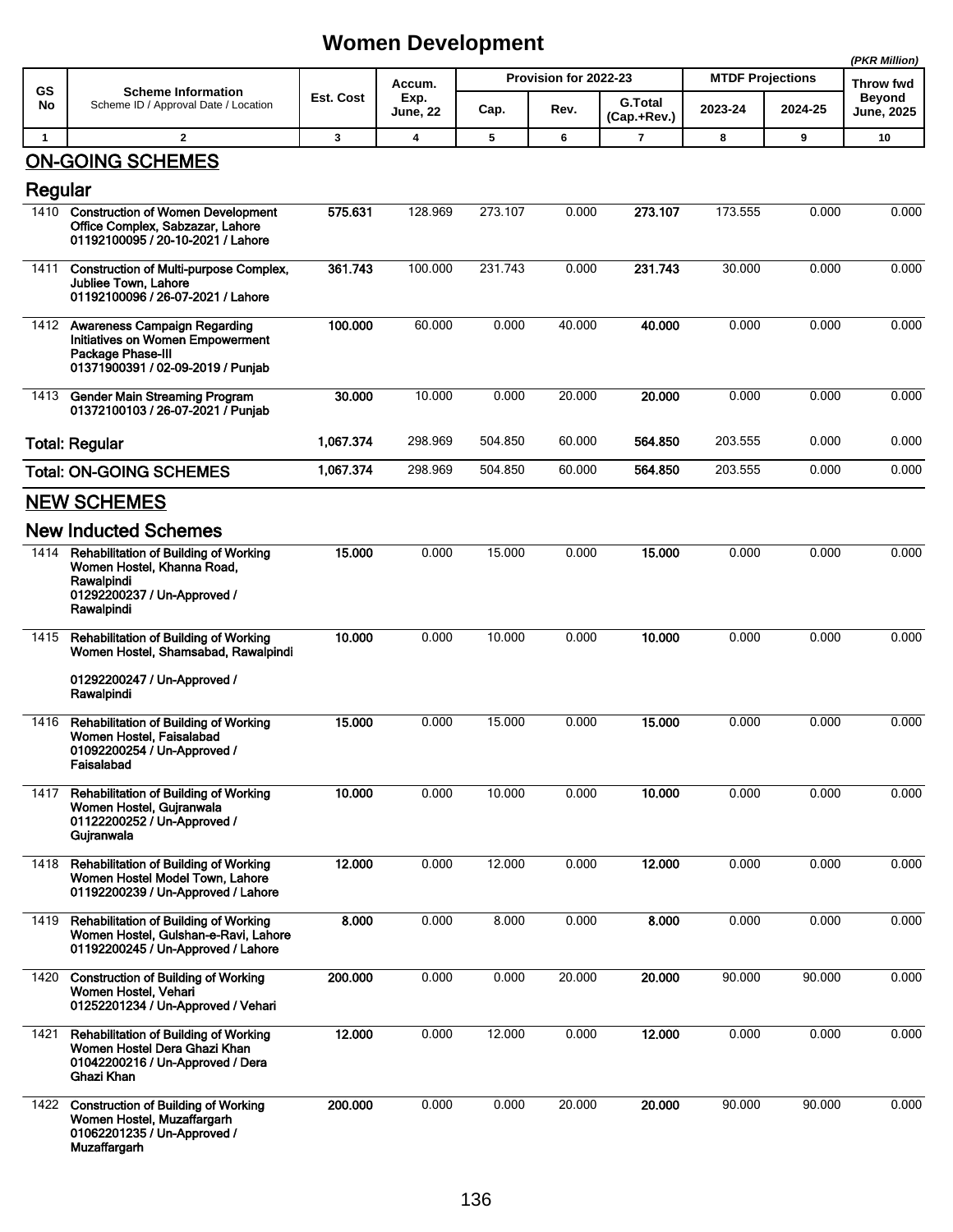# Women Development

*(PKR Million)*

| GS No | Scheme Information<br>Scheme ID / Approval Date / Location | Est. Cost | Accum. Exp. June, 22 | Provision for 2022-23 | | | MTDF Projections | | Throw fwd Beyond June, 2025 |
|---|---|---|---|---|---|---|---|---|---|
| | | | | Cap. | Rev. | G.Total (Cap.+Rev.) | 2023-24 | 2024-25 | |
| 1 | 2 | 3 | 4 | 5 | 6 | 7 | 8 | 9 | 10 |
| | **ON-GOING SCHEMES** | | | | | | | | |
| | **Regular** | | | | | | | | |
| 1410 | **Construction of Women Development Office Complex, Sabzazar, Lahore 01192100095 / 20-10-2021 / Lahore** | **575.631** | 128.969 | 273.107 | 0.000 | **273.107** | 173.555 | 0.000 | 0.000 |
| 1411 | **Construction of Multi-purpose Complex, Jubliee Town, Lahore 01192100096 / 26-07-2021 / Lahore** | **361.743** | 100.000 | 231.743 | 0.000 | **231.743** | 30.000 | 0.000 | 0.000 |
| 1412 | **Awareness Campaign Regarding Initiatives on Women Empowerment Package Phase-III 01371900391 / 02-09-2019 / Punjab** | **100.000** | 60.000 | 0.000 | 40.000 | **40.000** | 0.000 | 0.000 | 0.000 |
| 1413 | **Gender Main Streaming Program 01372100103 / 26-07-2021 / Punjab** | **30.000** | 10.000 | 0.000 | 20.000 | **20.000** | 0.000 | 0.000 | 0.000 |
| | **Total: Regular** | **1,067.374** | 298.969 | 504.850 | 60.000 | **564.850** | 203.555 | 0.000 | 0.000 |
| | **Total: ON-GOING SCHEMES** | **1,067.374** | 298.969 | 504.850 | 60.000 | **564.850** | 203.555 | 0.000 | 0.000 |
| | **NEW SCHEMES** | | | | | | | | |
| | **New Inducted Schemes** | | | | | | | | |
| 1414 | **Rehabilitation of Building of Working Women Hostel, Khanna Road, Rawalpindi 01292200237 / Un-Approved / Rawalpindi** | **15.000** | 0.000 | 15.000 | 0.000 | **15.000** | 0.000 | 0.000 | 0.000 |
| 1415 | **Rehabilitation of Building of Working Women Hostel, Shamsabad, Rawalpindi 01292200247 / Un-Approved / Rawalpindi** | **10.000** | 0.000 | 10.000 | 0.000 | **10.000** | 0.000 | 0.000 | 0.000 |
| 1416 | **Rehabilitation of Building of Working Women Hostel, Faisalabad 01092200254 / Un-Approved / Faisalabad** | **15.000** | 0.000 | 15.000 | 0.000 | **15.000** | 0.000 | 0.000 | 0.000 |
| 1417 | **Rehabilitation of Building of Working Women Hostel, Gujranwala 01122200252 / Un-Approved / Gujranwala** | **10.000** | 0.000 | 10.000 | 0.000 | **10.000** | 0.000 | 0.000 | 0.000 |
| 1418 | **Rehabilitation of Building of Working Women Hostel Model Town, Lahore 01192200239 / Un-Approved / Lahore** | **12.000** | 0.000 | 12.000 | 0.000 | **12.000** | 0.000 | 0.000 | 0.000 |
| 1419 | **Rehabilitation of Building of Working Women Hostel, Gulshan-e-Ravi, Lahore 01192200245 / Un-Approved / Lahore** | **8.000** | 0.000 | 8.000 | 0.000 | **8.000** | 0.000 | 0.000 | 0.000 |
| 1420 | **Construction of Building of Working Women Hostel, Vehari 01252201234 / Un-Approved / Vehari** | **200.000** | 0.000 | 0.000 | 20.000 | **20.000** | 90.000 | 90.000 | 0.000 |
| 1421 | **Rehabilitation of Building of Working Women Hostel Dera Ghazi Khan 01042200216 / Un-Approved / Dera Ghazi Khan** | **12.000** | 0.000 | 12.000 | 0.000 | **12.000** | 0.000 | 0.000 | 0.000 |
| 1422 | **Construction of Building of Working Women Hostel, Muzaffargarh 01062201235 / Un-Approved / Muzaffargarh** | **200.000** | 0.000 | 0.000 | 20.000 | **20.000** | 90.000 | 90.000 | 0.000 |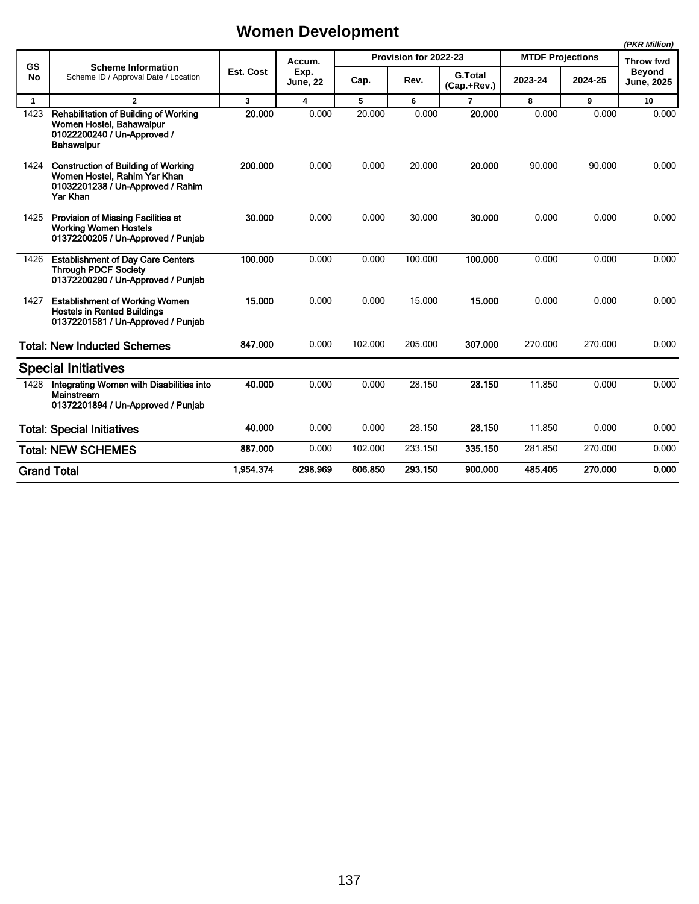# Women Development

*(PKR Million)*

| GS No | Scheme Information<br>Scheme ID / Approval Date / Location | Est. Cost | Accum. Exp. June, 22 | Provision for 2022-23 | | | MTDF Projections | | Throw fwd Beyond June, 2025 |
|---|---|---|---|---|---|---|---|---|---|
| | | | | Cap. | Rev. | G.Total (Cap.+Rev.) | 2023-24 | 2024-25 | |
| 1 | 2 | 3 | 4 | 5 | 6 | 7 | 8 | 9 | 10 |
| 1423 | **Rehabilitation of Building of Working Women Hostel, Bahawalpur 01022200240 / Un-Approved / Bahawalpur** | **20.000** | 0.000 | 20.000 | 0.000 | **20.000** | 0.000 | 0.000 | 0.000 |
| 1424 | **Construction of Building of Working Women Hostel, Rahim Yar Khan 01032201238 / Un-Approved / Rahim Yar Khan** | **200.000** | 0.000 | 0.000 | 20.000 | **20.000** | 90.000 | 90.000 | 0.000 |
| 1425 | **Provision of Missing Facilities at Working Women Hostels 01372200205 / Un-Approved / Punjab** | **30.000** | 0.000 | 0.000 | 30.000 | **30.000** | 0.000 | 0.000 | 0.000 |
| 1426 | **Establishment of Day Care Centers Through PDCF Society 01372200290 / Un-Approved / Punjab** | **100.000** | 0.000 | 0.000 | 100.000 | **100.000** | 0.000 | 0.000 | 0.000 |
| 1427 | **Establishment of Working Women Hostels in Rented Buildings 01372201581 / Un-Approved / Punjab** | **15.000** | 0.000 | 0.000 | 15.000 | **15.000** | 0.000 | 0.000 | 0.000 |
| | **Total: New Inducted Schemes** | **847.000** | 0.000 | 102.000 | 205.000 | **307.000** | 270.000 | 270.000 | 0.000 |
| | **Special Initiatives** | | | | | | | | |
| 1428 | **Integrating Women with Disabilities into Mainstream 01372201894 / Un-Approved / Punjab** | **40.000** | 0.000 | 0.000 | 28.150 | **28.150** | 11.850 | 0.000 | 0.000 |
| | **Total: Special Initiatives** | **40.000** | 0.000 | 0.000 | 28.150 | **28.150** | 11.850 | 0.000 | 0.000 |
| | **Total: NEW SCHEMES** | **887.000** | 0.000 | 102.000 | 233.150 | **335.150** | 281.850 | 270.000 | 0.000 |
| | **Grand Total** | **1,954.374** | **298.969** | **606.850** | **293.150** | **900.000** | **485.405** | **270.000** | **0.000** |